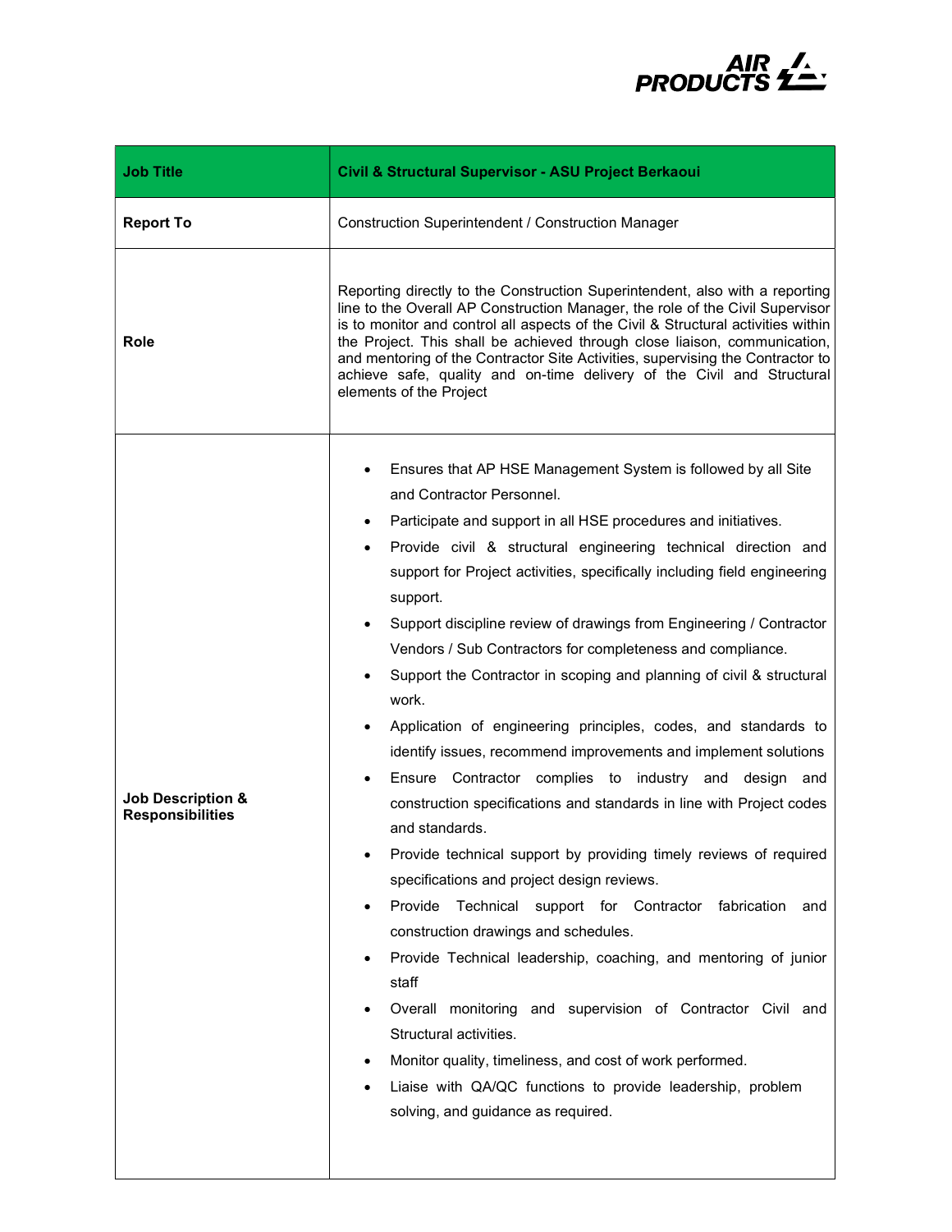| Job Title | Civil & Structural Supervisor - ASU Project Berkaoui |
|---|---|
| Report To | Construction Superintendent / Construction Manager |
| Role | Reporting directly to the Construction Superintendent, also with a reporting line to the Overall AP Construction Manager, the role of the Civil Supervisor is to monitor and control all aspects of the Civil & Structural activities within the Project. This shall be achieved through close liaison, communication, and mentoring of the Contractor Site Activities, supervising the Contractor to achieve safe, quality and on-time delivery of the Civil and Structural elements of the Project |
| Job Description & Responsibilities | • Ensures that AP HSE Management System is followed by all Site and Contractor Personnel.<br>• Participate and support in all HSE procedures and initiatives.<br>• Provide civil & structural engineering technical direction and support for Project activities, specifically including field engineering support.<br>• Support discipline review of drawings from Engineering / Contractor Vendors / Sub Contractors for completeness and compliance.<br>• Support the Contractor in scoping and planning of civil & structural work.<br>• Application of engineering principles, codes, and standards to identify issues, recommend improvements and implement solutions<br>• Ensure Contractor complies to industry and design and construction specifications and standards in line with Project codes and standards.<br>• Provide technical support by providing timely reviews of required specifications and project design reviews.<br>• Provide Technical support for Contractor fabrication and construction drawings and schedules.<br>• Provide Technical leadership, coaching, and mentoring of junior staff<br>• Overall monitoring and supervision of Contractor Civil and Structural activities.<br>• Monitor quality, timeliness, and cost of work performed.<br>• Liaise with QA/QC functions to provide leadership, problem solving, and guidance as required. |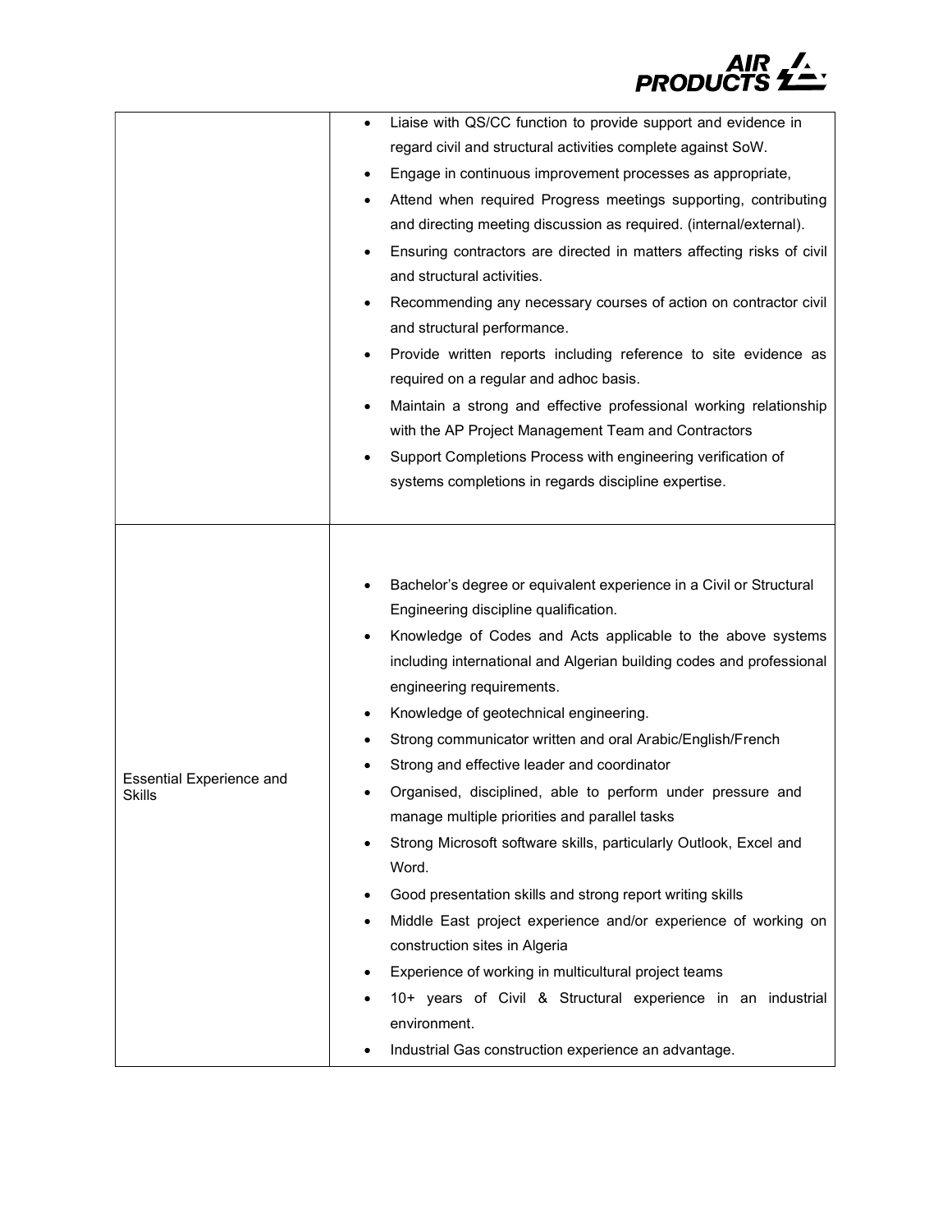| | |
|---|---|
| | • Liaise with QS/CC function to provide support and evidence in regard civil and structural activities complete against SoW.<br>• Engage in continuous improvement processes as appropriate,<br>• Attend when required Progress meetings supporting, contributing and directing meeting discussion as required. (internal/external).<br>• Ensuring contractors are directed in matters affecting risks of civil and structural activities.<br>• Recommending any necessary courses of action on contractor civil and structural performance.<br>• Provide written reports including reference to site evidence as required on a regular and adhoc basis.<br>• Maintain a strong and effective professional working relationship with the AP Project Management Team and Contractors<br>• Support Completions Process with engineering verification of systems completions in regards discipline expertise. |
| Essential Experience and Skills | • Bachelor's degree or equivalent experience in a Civil or Structural Engineering discipline qualification.<br>• Knowledge of Codes and Acts applicable to the above systems including international and Algerian building codes and professional engineering requirements.<br>• Knowledge of geotechnical engineering.<br>• Strong communicator written and oral Arabic/English/French<br>• Strong and effective leader and coordinator<br>• Organised, disciplined, able to perform under pressure and manage multiple priorities and parallel tasks<br>• Strong Microsoft software skills, particularly Outlook, Excel and Word.<br>• Good presentation skills and strong report writing skills<br>• Middle East project experience and/or experience of working on construction sites in Algeria<br>• Experience of working in multicultural project teams<br>• 10+ years of Civil & Structural experience in an industrial environment.<br>• Industrial Gas construction experience an advantage. |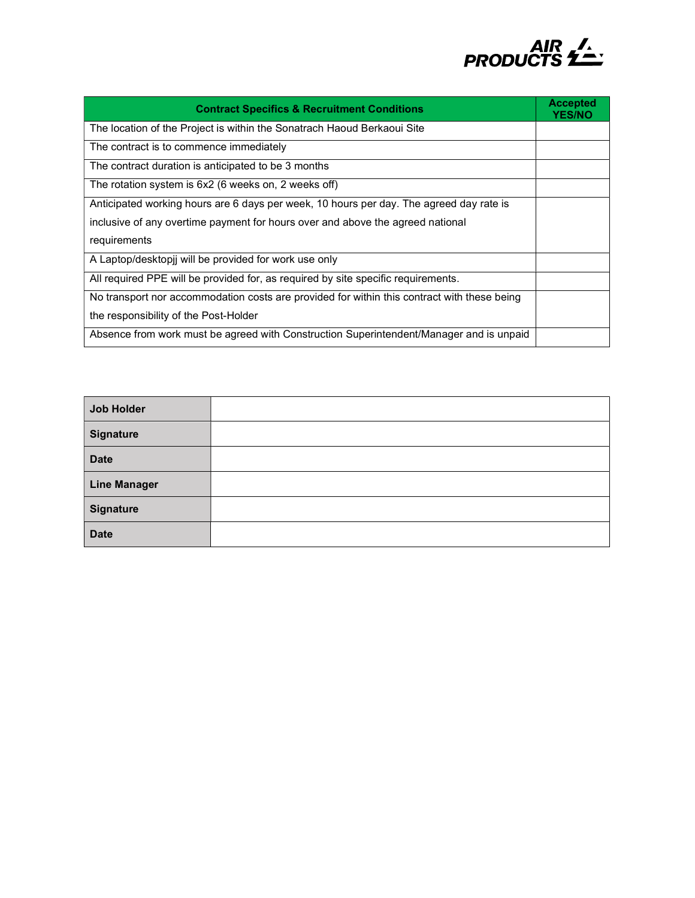| Contract Specifics & Recruitment Conditions | Accepted YES/NO |
|---|---|
| The location of the Project is within the Sonatrach Haoud Berkaoui Site | |
| The contract is to commence immediately | |
| The contract duration is anticipated to be 3 months | |
| The rotation system is 6x2 (6 weeks on, 2 weeks off) | |
| Anticipated working hours are 6 days per week, 10 hours per day. The agreed day rate is inclusive of any overtime payment for hours over and above the agreed national requirements | |
| A Laptop/desktopjj will be provided for work use only | |
| All required PPE will be provided for, as required by site specific requirements. | |
| No transport nor accommodation costs are provided for within this contract with these being the responsibility of the Post-Holder | |
| Absence from work must be agreed with Construction Superintendent/Manager and is unpaid | |

| | |
|---|---|
| **Job Holder** | |
| **Signature** | |
| **Date** | |
| **Line Manager** | |
| **Signature** | |
| **Date** | |